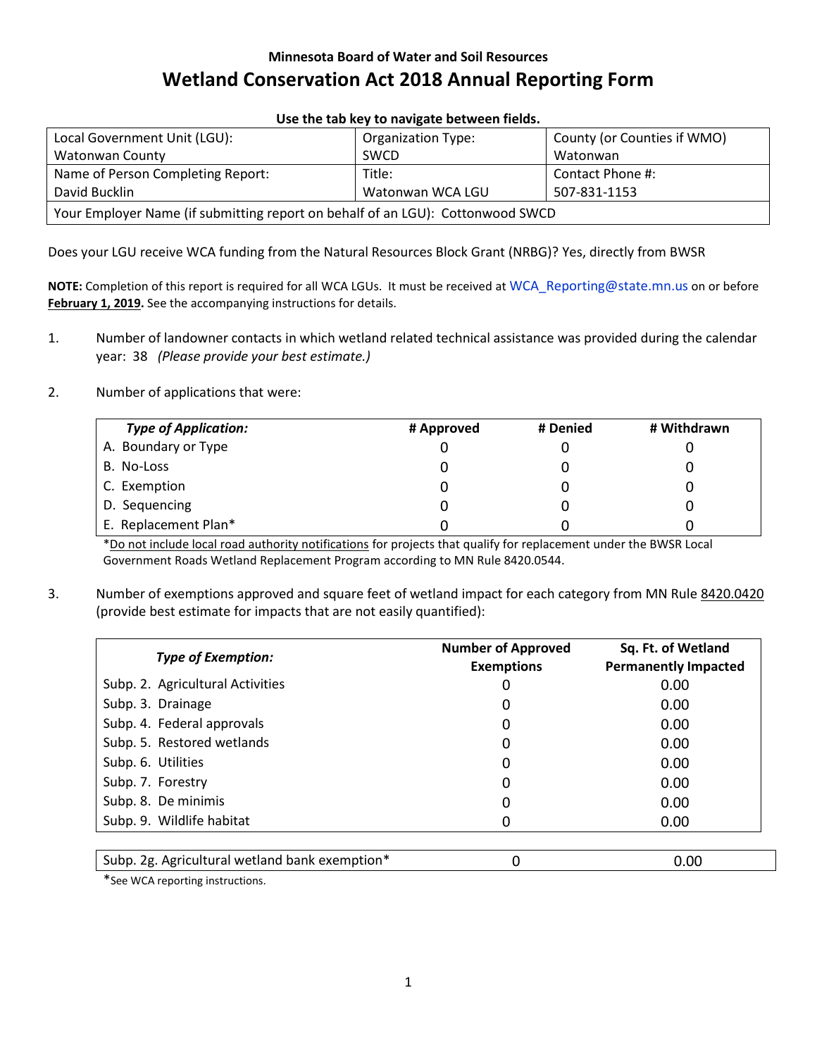### Minnesota Board of Water and Soil Resources

# Wetland Conservation Act 2018 Annual Reporting Form

**Use the tab key to navigate between fields.**

| Local Government Unit (LGU): Watonwan County | Organization Type: SWCD | County (or Counties if WMO) Watonwan |
|---|---|---|
| Name of Person Completing Report: David Bucklin | Title: Watonwan WCA LGU | Contact Phone #: 507-831-1153 |
| Your Employer Name (if submitting report on behalf of an LGU): Cottonwood SWCD | | |

Does your LGU receive WCA funding from the Natural Resources Block Grant (NRBG)? Yes, directly from BWSR

**NOTE:** Completion of this report is required for all WCA LGUs. It must be received at WCA_Reporting@state.mn.us on or before **February 1, 2019.** See the accompanying instructions for details.

1. Number of landowner contacts in which wetland related technical assistance was provided during the calendar year: 38 *(Please provide your best estimate.)*

2. Number of applications that were:

| *Type of Application:* | # Approved | # Denied | # Withdrawn |
|---|---|---|---|
| A. Boundary or Type | 0 | 0 | 0 |
| B. No-Loss | 0 | 0 | 0 |
| C. Exemption | 0 | 0 | 0 |
| D. Sequencing | 0 | 0 | 0 |
| E. Replacement Plan* | 0 | 0 | 0 |

*Do not include local road authority notifications for projects that qualify for replacement under the BWSR Local Government Roads Wetland Replacement Program according to MN Rule 8420.0544.

3. Number of exemptions approved and square feet of wetland impact for each category from MN Rule 8420.0420 (provide best estimate for impacts that are not easily quantified):

| *Type of Exemption:* | Number of Approved Exemptions | Sq. Ft. of Wetland Permanently Impacted |
|---|---|---|
| Subp. 2. Agricultural Activities | 0 | 0.00 |
| Subp. 3. Drainage | 0 | 0.00 |
| Subp. 4. Federal approvals | 0 | 0.00 |
| Subp. 5. Restored wetlands | 0 | 0.00 |
| Subp. 6. Utilities | 0 | 0.00 |
| Subp. 7. Forestry | 0 | 0.00 |
| Subp. 8. De minimis | 0 | 0.00 |
| Subp. 9. Wildlife habitat | 0 | 0.00 |

| Subp. 2g. Agricultural wetland bank exemption* | 0 | 0.00 |
|---|---|---|

*See WCA reporting instructions.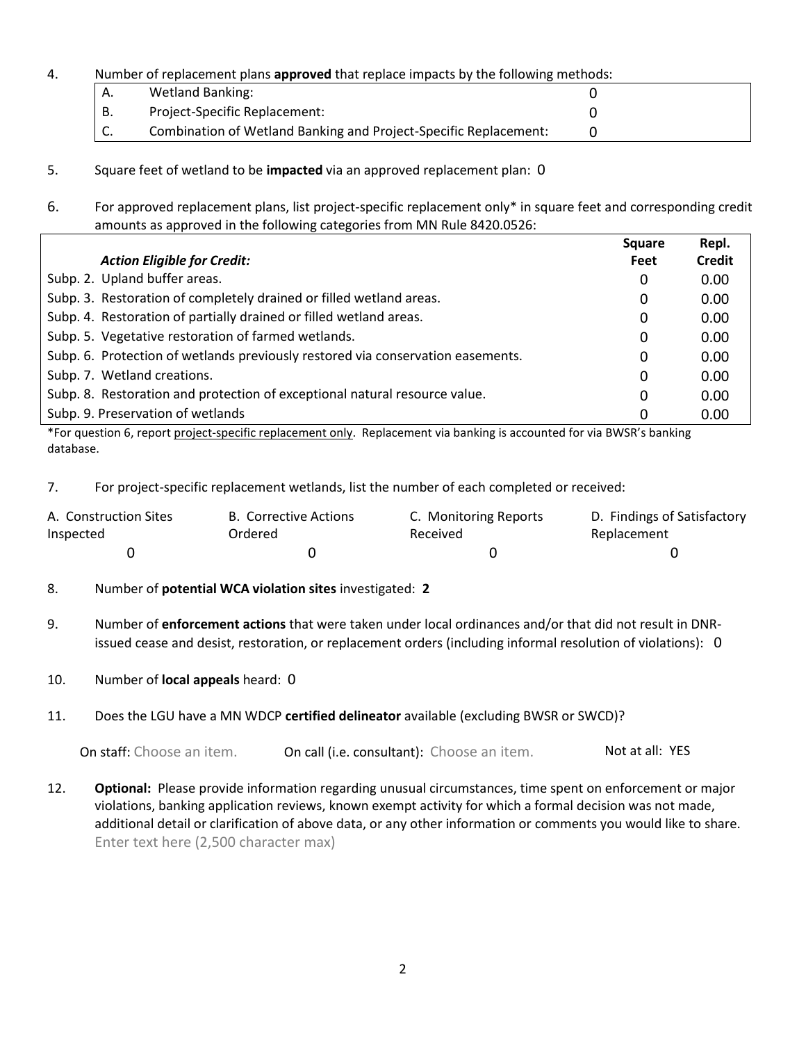4. Number of replacement plans **approved** that replace impacts by the following methods:

| | | |
|---|---|---|
| A. | Wetland Banking: | 0 |
| B. | Project-Specific Replacement: | 0 |
| C. | Combination of Wetland Banking and Project-Specific Replacement: | 0 |

5. Square feet of wetland to be **impacted** via an approved replacement plan: 0

6. For approved replacement plans, list project-specific replacement only* in square feet and corresponding credit amounts as approved in the following categories from MN Rule 8420.0526:

| ***Action Eligible for Credit:*** | **Square Feet** | **Repl. Credit** |
|---|---|---|
| Subp. 2. Upland buffer areas. | 0 | 0.00 |
| Subp. 3. Restoration of completely drained or filled wetland areas. | 0 | 0.00 |
| Subp. 4. Restoration of partially drained or filled wetland areas. | 0 | 0.00 |
| Subp. 5. Vegetative restoration of farmed wetlands. | 0 | 0.00 |
| Subp. 6. Protection of wetlands previously restored via conservation easements. | 0 | 0.00 |
| Subp. 7. Wetland creations. | 0 | 0.00 |
| Subp. 8. Restoration and protection of exceptional natural resource value. | 0 | 0.00 |
| Subp. 9. Preservation of wetlands | 0 | 0.00 |

*For question 6, report project-specific replacement only. Replacement via banking is accounted for via BWSR's banking database.

7. For project-specific replacement wetlands, list the number of each completed or received:

| A. Construction Sites Inspected | B. Corrective Actions Ordered | C. Monitoring Reports Received | D. Findings of Satisfactory Replacement |
|---|---|---|---|
| 0 | 0 | 0 | 0 |

8. Number of **potential WCA violation sites** investigated: **2**

9. Number of **enforcement actions** that were taken under local ordinances and/or that did not result in DNR-issued cease and desist, restoration, or replacement orders (including informal resolution of violations): 0

10. Number of **local appeals** heard: 0

11. Does the LGU have a MN WDCP **certified delineator** available (excluding BWSR or SWCD)?

On staff: Choose an item. On call (i.e. consultant): Choose an item. Not at all: YES

12. **Optional:** Please provide information regarding unusual circumstances, time spent on enforcement or major violations, banking application reviews, known exempt activity for which a formal decision was not made, additional detail or clarification of above data, or any other information or comments you would like to share.
Enter text here (2,500 character max)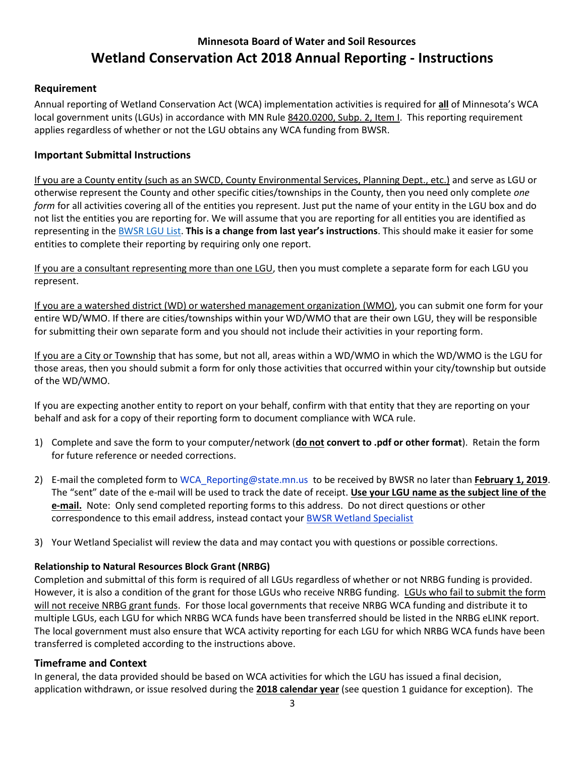## Minnesota Board of Water and Soil Resources

# Wetland Conservation Act 2018 Annual Reporting - Instructions

### Requirement

Annual reporting of Wetland Conservation Act (WCA) implementation activities is required for **all** of Minnesota's WCA local government units (LGUs) in accordance with MN Rule 8420.0200, Subp. 2, Item I. This reporting requirement applies regardless of whether or not the LGU obtains any WCA funding from BWSR.

### Important Submittal Instructions

If you are a County entity (such as an SWCD, County Environmental Services, Planning Dept., etc.) and serve as LGU or otherwise represent the County and other specific cities/townships in the County, then you need only complete *one form* for all activities covering all of the entities you represent. Just put the name of your entity in the LGU box and do not list the entities you are reporting for. We will assume that you are reporting for all entities you are identified as representing in the BWSR LGU List. **This is a change from last year's instructions**. This should make it easier for some entities to complete their reporting by requiring only one report.

If you are a consultant representing more than one LGU, then you must complete a separate form for each LGU you represent.

If you are a watershed district (WD) or watershed management organization (WMO), you can submit one form for your entire WD/WMO. If there are cities/townships within your WD/WMO that are their own LGU, they will be responsible for submitting their own separate form and you should not include their activities in your reporting form.

If you are a City or Township that has some, but not all, areas within a WD/WMO in which the WD/WMO is the LGU for those areas, then you should submit a form for only those activities that occurred within your city/township but outside of the WD/WMO.

If you are expecting another entity to report on your behalf, confirm with that entity that they are reporting on your behalf and ask for a copy of their reporting form to document compliance with WCA rule.

1) Complete and save the form to your computer/network (**do not convert to .pdf or other format**). Retain the form for future reference or needed corrections.
2) E-mail the completed form to WCA_Reporting@state.mn.us to be received by BWSR no later than **February 1, 2019**. The "sent" date of the e-mail will be used to track the date of receipt. **Use your LGU name as the subject line of the e-mail.** Note: Only send completed reporting forms to this address. Do not direct questions or other correspondence to this email address, instead contact your BWSR Wetland Specialist
3) Your Wetland Specialist will review the data and may contact you with questions or possible corrections.

#### Relationship to Natural Resources Block Grant (NRBG)

Completion and submittal of this form is required of all LGUs regardless of whether or not NRBG funding is provided. However, it is also a condition of the grant for those LGUs who receive NRBG funding. LGUs who fail to submit the form will not receive NRBG grant funds. For those local governments that receive NRBG WCA funding and distribute it to multiple LGUs, each LGU for which NRBG WCA funds have been transferred should be listed in the NRBG eLINK report. The local government must also ensure that WCA activity reporting for each LGU for which NRBG WCA funds have been transferred is completed according to the instructions above.

### Timeframe and Context

In general, the data provided should be based on WCA activities for which the LGU has issued a final decision, application withdrawn, or issue resolved during the **2018 calendar year** (see question 1 guidance for exception). The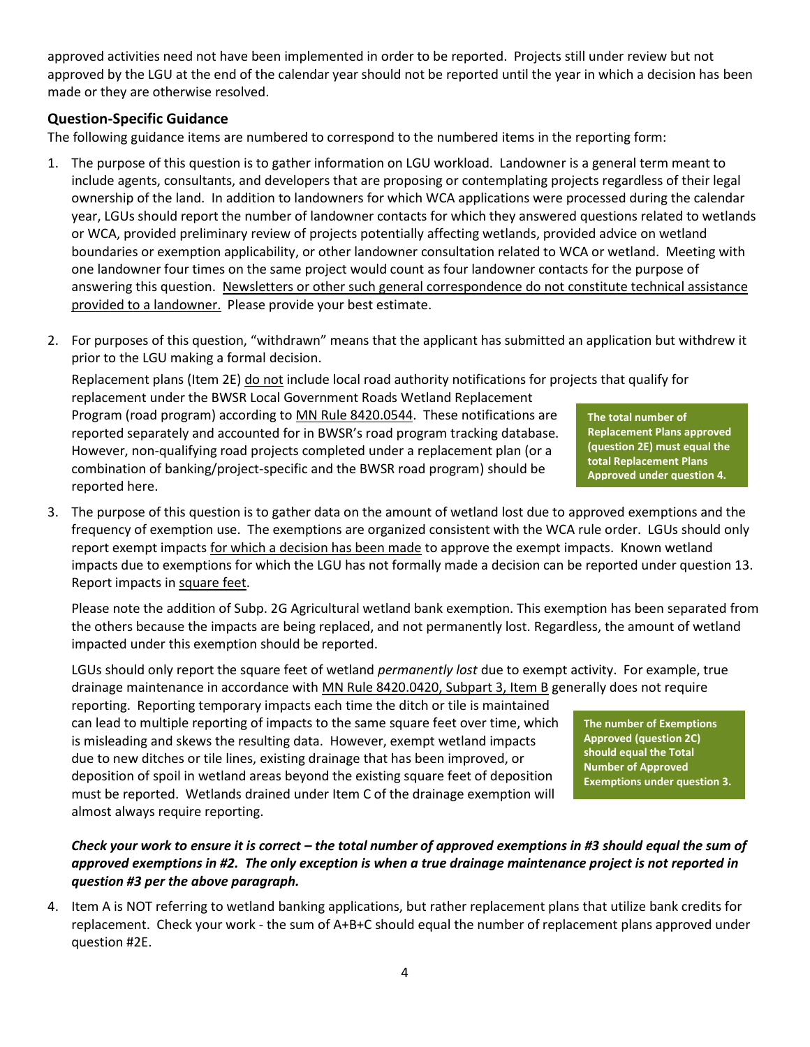approved activities need not have been implemented in order to be reported. Projects still under review but not approved by the LGU at the end of the calendar year should not be reported until the year in which a decision has been made or they are otherwise resolved.

### Question-Specific Guidance

The following guidance items are numbered to correspond to the numbered items in the reporting form:

1. The purpose of this question is to gather information on LGU workload. Landowner is a general term meant to include agents, consultants, and developers that are proposing or contemplating projects regardless of their legal ownership of the land. In addition to landowners for which WCA applications were processed during the calendar year, LGUs should report the number of landowner contacts for which they answered questions related to wetlands or WCA, provided preliminary review of projects potentially affecting wetlands, provided advice on wetland boundaries or exemption applicability, or other landowner consultation related to WCA or wetland. Meeting with one landowner four times on the same project would count as four landowner contacts for the purpose of answering this question. <u>Newsletters or other such general correspondence do not constitute technical assistance provided to a landowner.</u> Please provide your best estimate.

2. For purposes of this question, "withdrawn" means that the applicant has submitted an application but withdrew it prior to the LGU making a formal decision.

   Replacement plans (Item 2E) <u>do not</u> include local road authority notifications for projects that qualify for replacement under the BWSR Local Government Roads Wetland Replacement Program (road program) according to <u>MN Rule 8420.0544</u>. These notifications are reported separately and accounted for in BWSR's road program tracking database. However, non-qualifying road projects completed under a replacement plan (or a combination of banking/project-specific and the BWSR road program) should be reported here.

   **The total number of Replacement Plans approved (question 2E) must equal the total Replacement Plans Approved under question 4.**

3. The purpose of this question is to gather data on the amount of wetland lost due to approved exemptions and the frequency of exemption use. The exemptions are organized consistent with the WCA rule order. LGUs should only report exempt impacts <u>for which a decision has been made</u> to approve the exempt impacts. Known wetland impacts due to exemptions for which the LGU has not formally made a decision can be reported under question 13. Report impacts in <u>square feet</u>.

   Please note the addition of Subp. 2G Agricultural wetland bank exemption. This exemption has been separated from the others because the impacts are being replaced, and not permanently lost. Regardless, the amount of wetland impacted under this exemption should be reported.

   LGUs should only report the square feet of wetland *permanently lost* due to exempt activity. For example, true drainage maintenance in accordance with <u>MN Rule 8420.0420, Subpart 3, Item B</u> generally does not require reporting. Reporting temporary impacts each time the ditch or tile is maintained can lead to multiple reporting of impacts to the same square feet over time, which is misleading and skews the resulting data. However, exempt wetland impacts due to new ditches or tile lines, existing drainage that has been improved, or deposition of spoil in wetland areas beyond the existing square feet of deposition must be reported. Wetlands drained under Item C of the drainage exemption will almost always require reporting.

   **The number of Exemptions Approved (question 2C) should equal the Total Number of Approved Exemptions under question 3.**

***Check your work to ensure it is correct – the total number of approved exemptions in #3 should equal the sum of approved exemptions in #2. The only exception is when a true drainage maintenance project is not reported in question #3 per the above paragraph.***

4. Item A is NOT referring to wetland banking applications, but rather replacement plans that utilize bank credits for replacement. Check your work - the sum of A+B+C should equal the number of replacement plans approved under question #2E.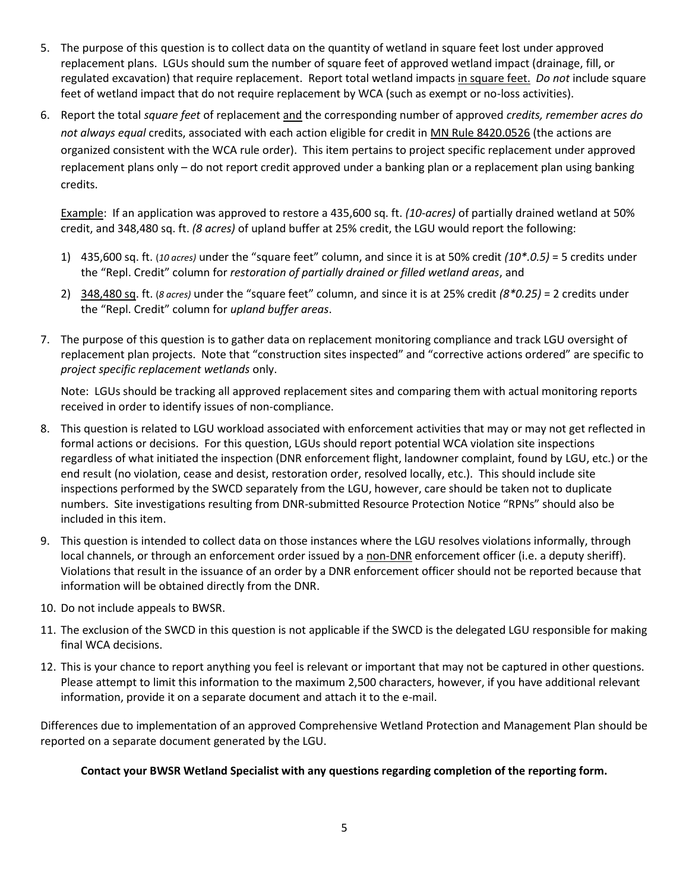5. The purpose of this question is to collect data on the quantity of wetland in square feet lost under approved replacement plans. LGUs should sum the number of square feet of approved wetland impact (drainage, fill, or regulated excavation) that require replacement. Report total wetland impacts in square feet. *Do not* include square feet of wetland impact that do not require replacement by WCA (such as exempt or no-loss activities).

6. Report the total *square feet* of replacement and the corresponding number of approved *credits, remember acres do not always equal* credits, associated with each action eligible for credit in MN Rule 8420.0526 (the actions are organized consistent with the WCA rule order). This item pertains to project specific replacement under approved replacement plans only – do not report credit approved under a banking plan or a replacement plan using banking credits.

   Example: If an application was approved to restore a 435,600 sq. ft. *(10-acres)* of partially drained wetland at 50% credit, and 348,480 sq. ft. *(8 acres)* of upland buffer at 25% credit, the LGU would report the following:

   1) 435,600 sq. ft. (*10 acres*) under the "square feet" column, and since it is at 50% credit *(10*.0.5)* = 5 credits under the "Repl. Credit" column for *restoration of partially drained or filled wetland areas*, and
   2) 348,480 sq. ft. (*8 acres*) under the "square feet" column, and since it is at 25% credit *(8*0.25)* = 2 credits under the "Repl. Credit" column for *upland buffer areas*.

7. The purpose of this question is to gather data on replacement monitoring compliance and track LGU oversight of replacement plan projects. Note that "construction sites inspected" and "corrective actions ordered" are specific to *project specific replacement wetlands* only.

   Note: LGUs should be tracking all approved replacement sites and comparing them with actual monitoring reports received in order to identify issues of non-compliance.

8. This question is related to LGU workload associated with enforcement activities that may or may not get reflected in formal actions or decisions. For this question, LGUs should report potential WCA violation site inspections regardless of what initiated the inspection (DNR enforcement flight, landowner complaint, found by LGU, etc.) or the end result (no violation, cease and desist, restoration order, resolved locally, etc.). This should include site inspections performed by the SWCD separately from the LGU, however, care should be taken not to duplicate numbers. Site investigations resulting from DNR-submitted Resource Protection Notice "RPNs" should also be included in this item.

9. This question is intended to collect data on those instances where the LGU resolves violations informally, through local channels, or through an enforcement order issued by a non-DNR enforcement officer (i.e. a deputy sheriff). Violations that result in the issuance of an order by a DNR enforcement officer should not be reported because that information will be obtained directly from the DNR.

10. Do not include appeals to BWSR.

11. The exclusion of the SWCD in this question is not applicable if the SWCD is the delegated LGU responsible for making final WCA decisions.

12. This is your chance to report anything you feel is relevant or important that may not be captured in other questions. Please attempt to limit this information to the maximum 2,500 characters, however, if you have additional relevant information, provide it on a separate document and attach it to the e-mail.

Differences due to implementation of an approved Comprehensive Wetland Protection and Management Plan should be reported on a separate document generated by the LGU.

**Contact your BWSR Wetland Specialist with any questions regarding completion of the reporting form.**